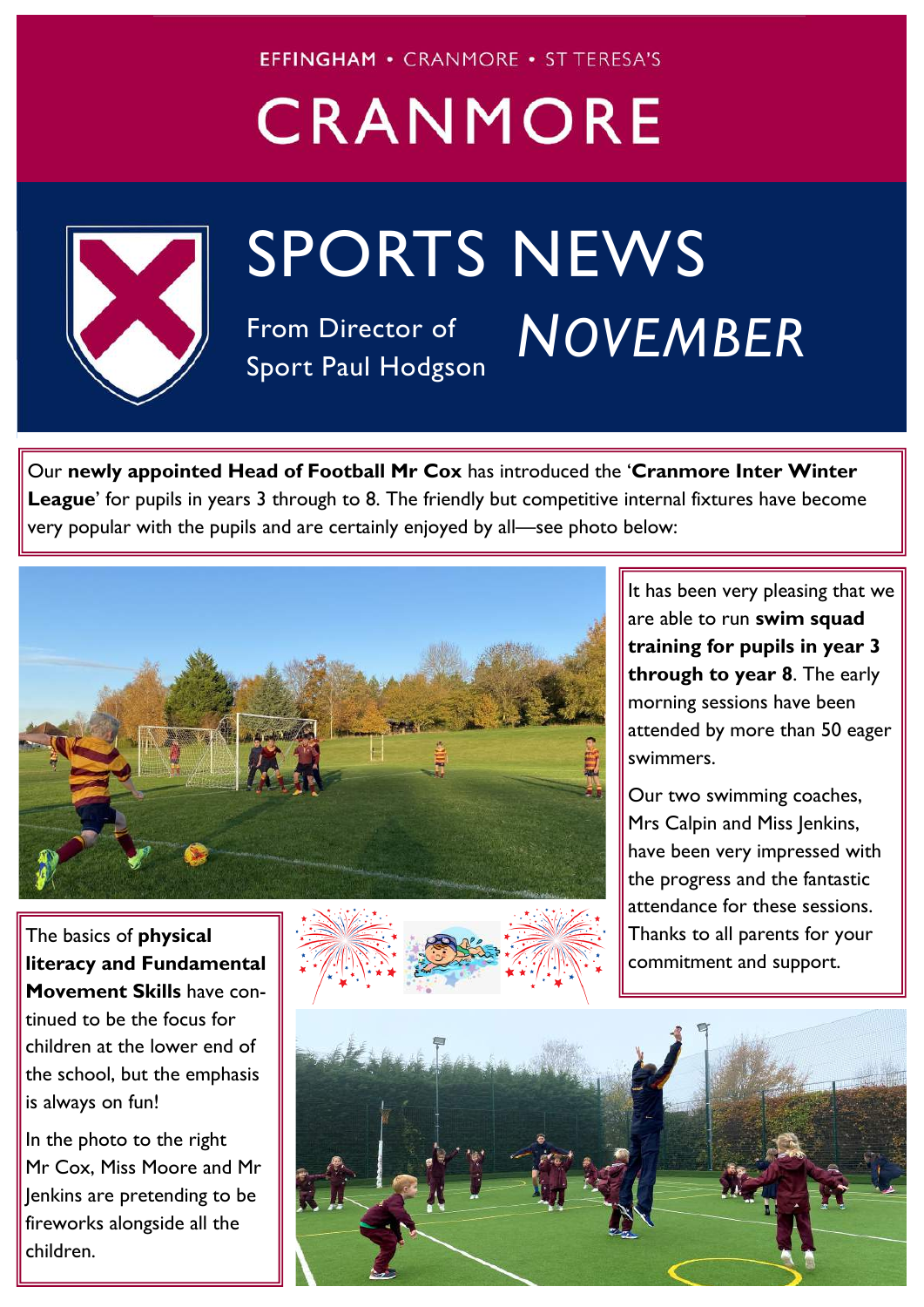EFFINGHAM • CRANMORE • ST TERESA'S

# CRANMORE

# SPORTS NEWS

From Director of Sport Paul Hodgson

*NOVEMBER*

Our **newly appointed Head of Football Mr Cox** has introduced the '**Cranmore Inter Winter League**' for pupils in years 3 through to 8. The friendly but competitive internal fixtures have become very popular with the pupils and are certainly enjoyed by all—see photo below:

It has been very pleasing that we are able to run **swim squad training for pupils in year 3 through to year 8**. The early morning sessions have been attended by more than 50 eager swimmers.

Our two swimming coaches, Mrs Calpin and Miss Jenkins, have been very impressed with the progress and the fantastic attendance for these sessions. Thanks to all parents for your commitment and support.

The basics of **physical literacy and Fundamental Movement Skills** have continued to be the focus for children at the lower end of the school, but the emphasis is always on fun!

In the photo to the right Mr Cox, Miss Moore and Mr Jenkins are pretending to be fireworks alongside all the children.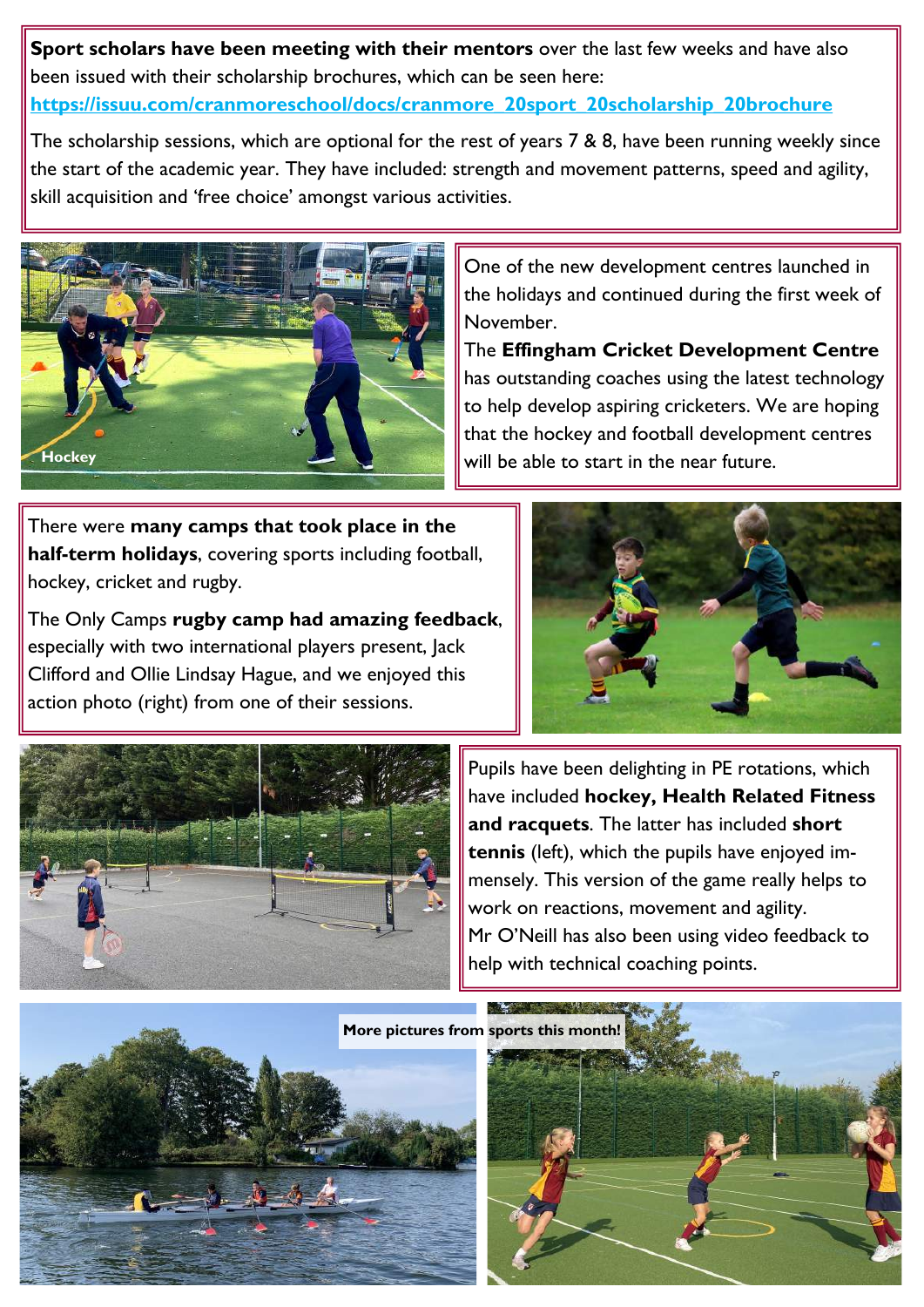**Sport scholars have been meeting with their mentors** over the last few weeks and have also been issued with their scholarship brochures, which can be seen here: **https://issuu.com/cranmoreschool/docs/cranmore_20sport_20scholarship_20brochure**

The scholarship sessions, which are optional for the rest of years 7 & 8, have been running weekly since the start of the academic year. They have included: strength and movement patterns, speed and agility, skill acquisition and 'free choice' amongst various activities.

Hockey

One of the new development centres launched in the holidays and continued during the first week of November.

The **Effingham Cricket Development Centre** has outstanding coaches using the latest technology to help develop aspiring cricketers. We are hoping that the hockey and football development centres will be able to start in the near future.

There were **many camps that took place in the half-term holidays**, covering sports including football, hockey, cricket and rugby.

The Only Camps **rugby camp had amazing feedback**, especially with two international players present, Jack Clifford and Ollie Lindsay Hague, and we enjoyed this action photo (right) from one of their sessions.

Pupils have been delighting in PE rotations, which have included **hockey, Health Related Fitness and racquets**. The latter has included **short tennis** (left), which the pupils have enjoyed immensely. This version of the game really helps to work on reactions, movement and agility. Mr O'Neill has also been using video feedback to help with technical coaching points.

**More pictures from sports this month!**